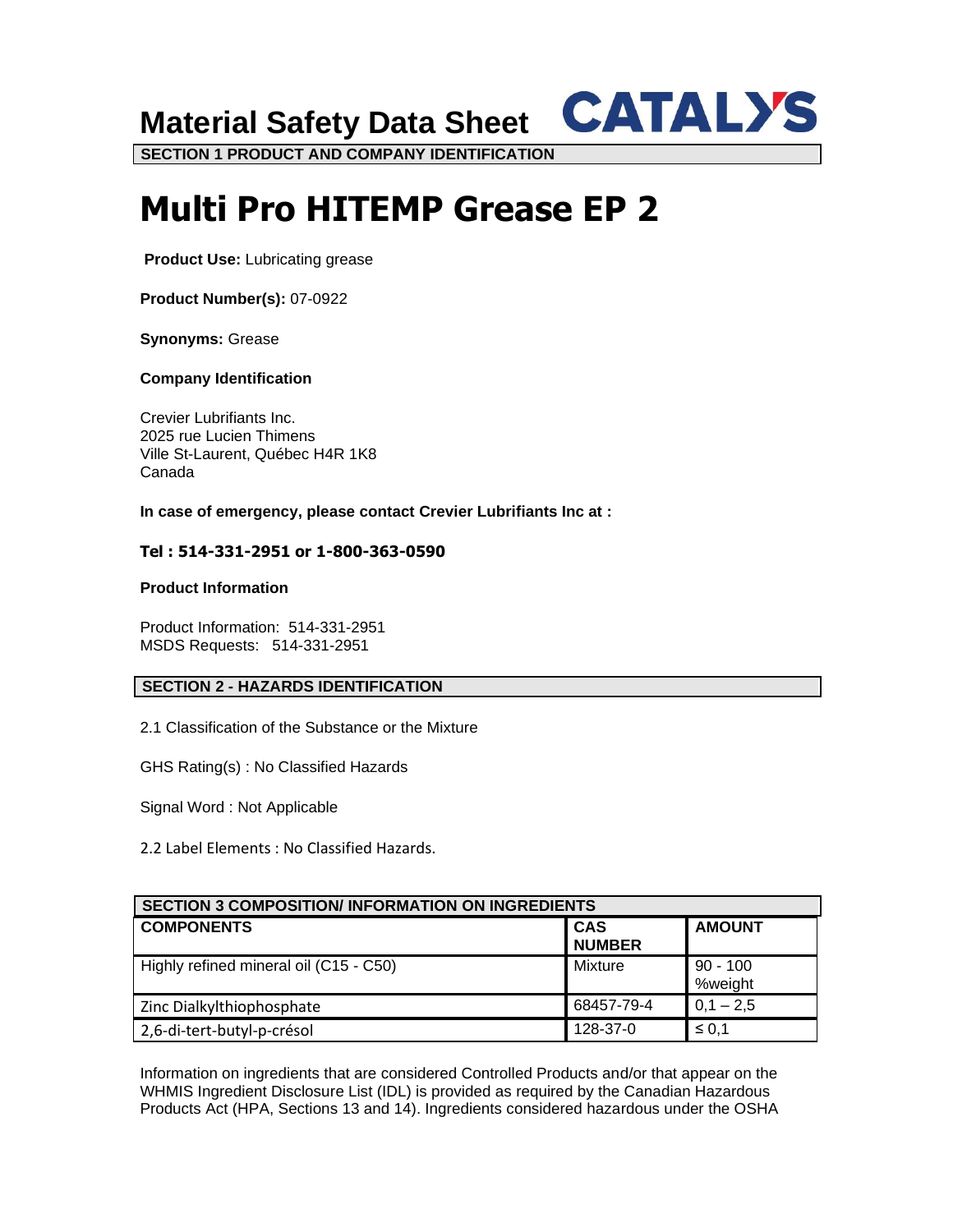# Material Safety Data Sheet CATALYS

## SECTION 1 PRODUCT AND COMPANY IDENTIFICATION

# Multi Pro HITEMP Grease EP 2

**Product Use:** Lubricating grease

**Product Number(s):** 07-0922

**Synonyms:** Grease

**Company Identification**

Crevier Lubrifiants Inc.
2025 rue Lucien Thimens
Ville St-Laurent, Québec H4R 1K8
Canada

**In case of emergency, please contact Crevier Lubrifiants Inc at :**

**Tel : 514-331-2951 or 1-800-363-0590**

**Product Information**

Product Information: 514-331-2951
MSDS Requests: 514-331-2951

## SECTION 2 - HAZARDS IDENTIFICATION

2.1 Classification of the Substance or the Mixture

GHS Rating(s) : No Classified Hazards

Signal Word : Not Applicable

2.2 Label Elements : No Classified Hazards.

## SECTION 3 COMPOSITION/ INFORMATION ON INGREDIENTS

| COMPONENTS | CAS NUMBER | AMOUNT |
| --- | --- | --- |
| Highly refined mineral oil (C15 - C50) | Mixture | 90 - 100 %weight |
| Zinc Dialkylthiophosphate | 68457-79-4 | 0,1 – 2,5 |
| 2,6-di-tert-butyl-p-crésol | 128-37-0 | ≤ 0,1 |

Information on ingredients that are considered Controlled Products and/or that appear on the WHMIS Ingredient Disclosure List (IDL) is provided as required by the Canadian Hazardous Products Act (HPA, Sections 13 and 14). Ingredients considered hazardous under the OSHA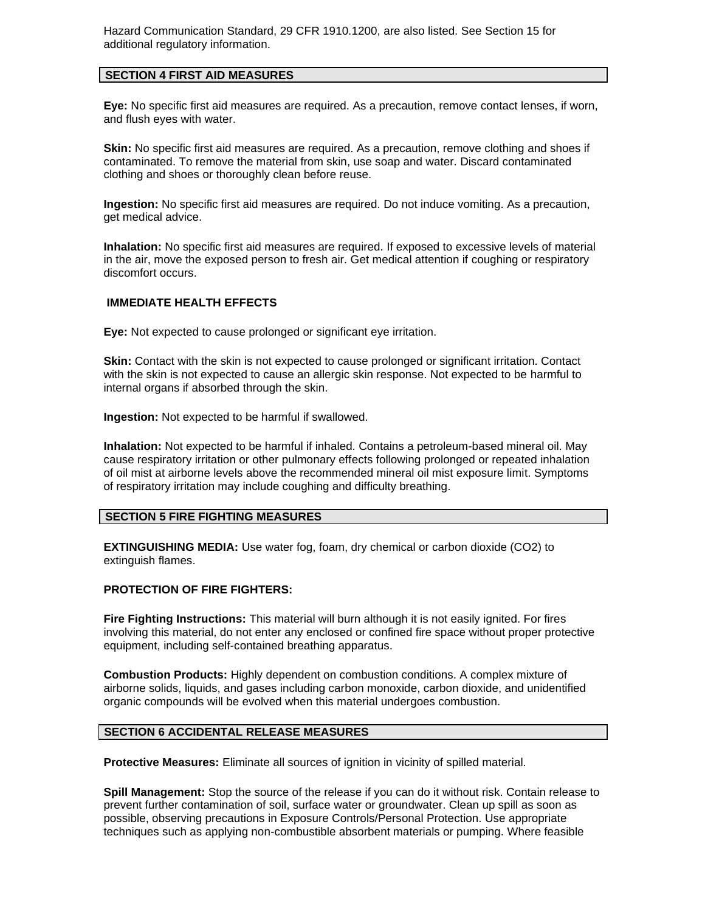Hazard Communication Standard, 29 CFR 1910.1200, are also listed. See Section 15 for additional regulatory information.

## SECTION 4 FIRST AID MEASURES

**Eye:** No specific first aid measures are required. As a precaution, remove contact lenses, if worn, and flush eyes with water.

**Skin:** No specific first aid measures are required. As a precaution, remove clothing and shoes if contaminated. To remove the material from skin, use soap and water. Discard contaminated clothing and shoes or thoroughly clean before reuse.

**Ingestion:** No specific first aid measures are required. Do not induce vomiting. As a precaution, get medical advice.

**Inhalation:** No specific first aid measures are required. If exposed to excessive levels of material in the air, move the exposed person to fresh air. Get medical attention if coughing or respiratory discomfort occurs.

### IMMEDIATE HEALTH EFFECTS

**Eye:** Not expected to cause prolonged or significant eye irritation.

**Skin:** Contact with the skin is not expected to cause prolonged or significant irritation. Contact with the skin is not expected to cause an allergic skin response. Not expected to be harmful to internal organs if absorbed through the skin.

**Ingestion:** Not expected to be harmful if swallowed.

**Inhalation:** Not expected to be harmful if inhaled. Contains a petroleum-based mineral oil. May cause respiratory irritation or other pulmonary effects following prolonged or repeated inhalation of oil mist at airborne levels above the recommended mineral oil mist exposure limit. Symptoms of respiratory irritation may include coughing and difficulty breathing.

## SECTION 5 FIRE FIGHTING MEASURES

**EXTINGUISHING MEDIA:** Use water fog, foam, dry chemical or carbon dioxide ($CO_2$) to extinguish flames.

**PROTECTION OF FIRE FIGHTERS:**

**Fire Fighting Instructions:** This material will burn although it is not easily ignited. For fires involving this material, do not enter any enclosed or confined fire space without proper protective equipment, including self-contained breathing apparatus.

**Combustion Products:** Highly dependent on combustion conditions. A complex mixture of airborne solids, liquids, and gases including carbon monoxide, carbon dioxide, and unidentified organic compounds will be evolved when this material undergoes combustion.

## SECTION 6 ACCIDENTAL RELEASE MEASURES

**Protective Measures:** Eliminate all sources of ignition in vicinity of spilled material.

**Spill Management:** Stop the source of the release if you can do it without risk. Contain release to prevent further contamination of soil, surface water or groundwater. Clean up spill as soon as possible, observing precautions in Exposure Controls/Personal Protection. Use appropriate techniques such as applying non-combustible absorbent materials or pumping. Where feasible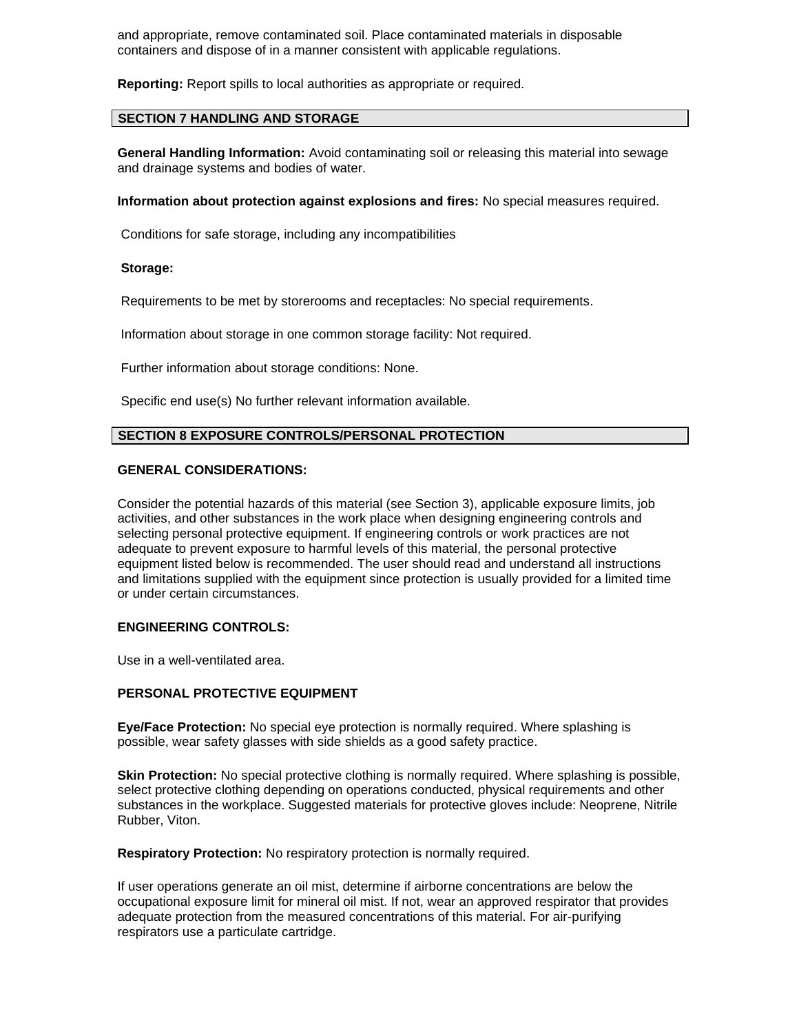and appropriate, remove contaminated soil. Place contaminated materials in disposable containers and dispose of in a manner consistent with applicable regulations.

**Reporting:** Report spills to local authorities as appropriate or required.

## SECTION 7 HANDLING AND STORAGE

**General Handling Information:** Avoid contaminating soil or releasing this material into sewage and drainage systems and bodies of water.

**Information about protection against explosions and fires:** No special measures required.

Conditions for safe storage, including any incompatibilities

**Storage:**

Requirements to be met by storerooms and receptacles: No special requirements.

Information about storage in one common storage facility: Not required.

Further information about storage conditions: None.

Specific end use(s) No further relevant information available.

## SECTION 8 EXPOSURE CONTROLS/PERSONAL PROTECTION

**GENERAL CONSIDERATIONS:**

Consider the potential hazards of this material (see Section 3), applicable exposure limits, job activities, and other substances in the work place when designing engineering controls and selecting personal protective equipment. If engineering controls or work practices are not adequate to prevent exposure to harmful levels of this material, the personal protective equipment listed below is recommended. The user should read and understand all instructions and limitations supplied with the equipment since protection is usually provided for a limited time or under certain circumstances.

**ENGINEERING CONTROLS:**

Use in a well-ventilated area.

**PERSONAL PROTECTIVE EQUIPMENT**

**Eye/Face Protection:** No special eye protection is normally required. Where splashing is possible, wear safety glasses with side shields as a good safety practice.

**Skin Protection:** No special protective clothing is normally required. Where splashing is possible, select protective clothing depending on operations conducted, physical requirements and other substances in the workplace. Suggested materials for protective gloves include: Neoprene, Nitrile Rubber, Viton.

**Respiratory Protection:** No respiratory protection is normally required.

If user operations generate an oil mist, determine if airborne concentrations are below the occupational exposure limit for mineral oil mist. If not, wear an approved respirator that provides adequate protection from the measured concentrations of this material. For air-purifying respirators use a particulate cartridge.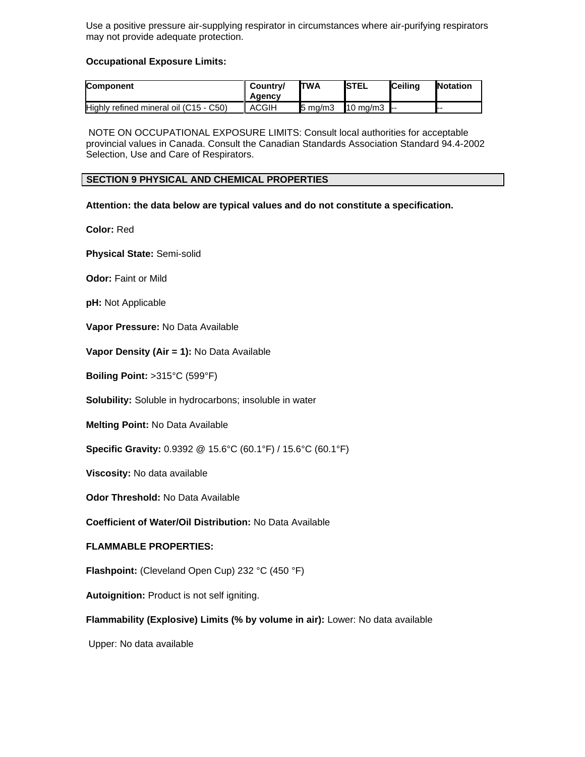Use a positive pressure air-supplying respirator in circumstances where air-purifying respirators may not provide adequate protection.

**Occupational Exposure Limits:**

| Component | Country/ Agency | TWA | STEL | Ceiling | Notation |
|---|---|---|---|---|---|
| Highly refined mineral oil (C15 - C50) | ACGIH | 5 mg/m3 | 10 mg/m3 | -- | -- |

NOTE ON OCCUPATIONAL EXPOSURE LIMITS: Consult local authorities for acceptable provincial values in Canada. Consult the Canadian Standards Association Standard 94.4-2002 Selection, Use and Care of Respirators.

## SECTION 9 PHYSICAL AND CHEMICAL PROPERTIES

**Attention: the data below are typical values and do not constitute a specification.**

**Color:** Red

**Physical State:** Semi-solid

**Odor:** Faint or Mild

**pH:** Not Applicable

**Vapor Pressure:** No Data Available

**Vapor Density (Air = 1):** No Data Available

**Boiling Point:** >315°C (599°F)

**Solubility:** Soluble in hydrocarbons; insoluble in water

**Melting Point:** No Data Available

**Specific Gravity:** 0.9392 @ 15.6°C (60.1°F) / 15.6°C (60.1°F)

**Viscosity:** No data available

**Odor Threshold:** No Data Available

**Coefficient of Water/Oil Distribution:** No Data Available

**FLAMMABLE PROPERTIES:**

**Flashpoint:** (Cleveland Open Cup) 232 °C (450 °F)

**Autoignition:** Product is not self igniting.

**Flammability (Explosive) Limits (% by volume in air):** Lower: No data available

Upper: No data available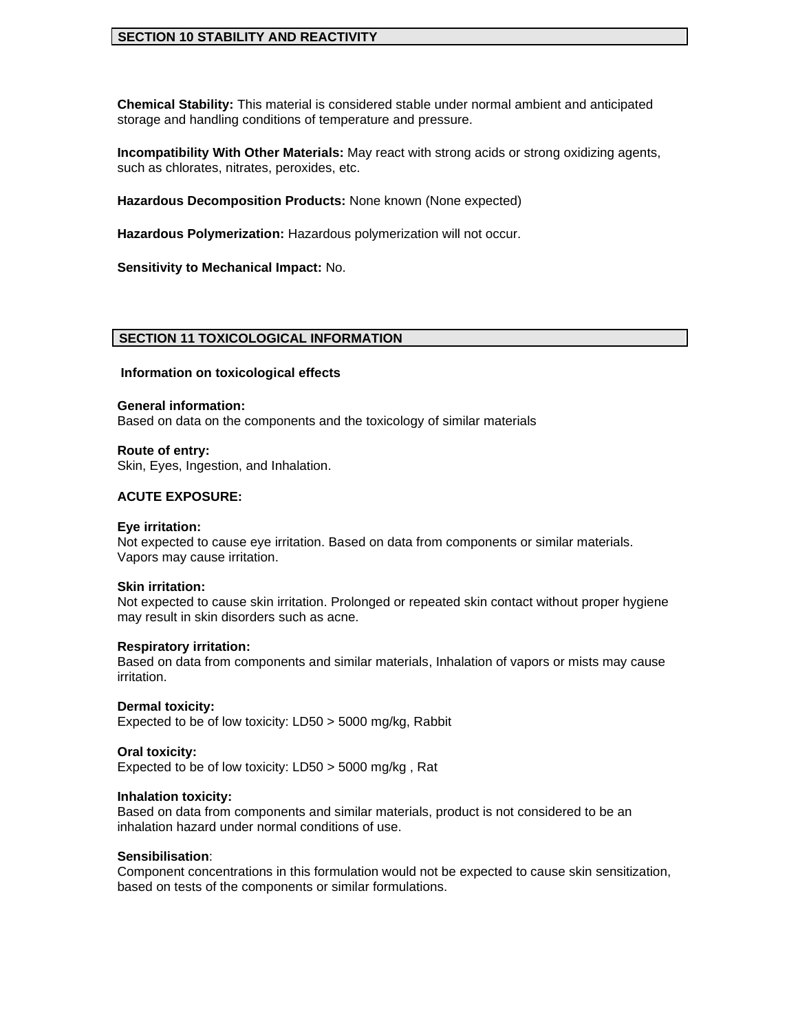## SECTION 10 STABILITY AND REACTIVITY

**Chemical Stability:** This material is considered stable under normal ambient and anticipated storage and handling conditions of temperature and pressure.

**Incompatibility With Other Materials:** May react with strong acids or strong oxidizing agents, such as chlorates, nitrates, peroxides, etc.

**Hazardous Decomposition Products:** None known (None expected)

**Hazardous Polymerization:** Hazardous polymerization will not occur.

**Sensitivity to Mechanical Impact:** No.

## SECTION 11 TOXICOLOGICAL INFORMATION

### Information on toxicological effects

**General information:**
Based on data on the components and the toxicology of similar materials

**Route of entry:**
Skin, Eyes, Ingestion, and Inhalation.

**ACUTE EXPOSURE:**

**Eye irritation:**
Not expected to cause eye irritation. Based on data from components or similar materials. Vapors may cause irritation.

**Skin irritation:**
Not expected to cause skin irritation. Prolonged or repeated skin contact without proper hygiene may result in skin disorders such as acne.

**Respiratory irritation:**
Based on data from components and similar materials, Inhalation of vapors or mists may cause irritation.

**Dermal toxicity:**
Expected to be of low toxicity: LD50 > 5000 mg/kg, Rabbit

**Oral toxicity:**
Expected to be of low toxicity: LD50 > 5000 mg/kg , Rat

**Inhalation toxicity:**
Based on data from components and similar materials, product is not considered to be an inhalation hazard under normal conditions of use.

**Sensibilisation**:
Component concentrations in this formulation would not be expected to cause skin sensitization, based on tests of the components or similar formulations.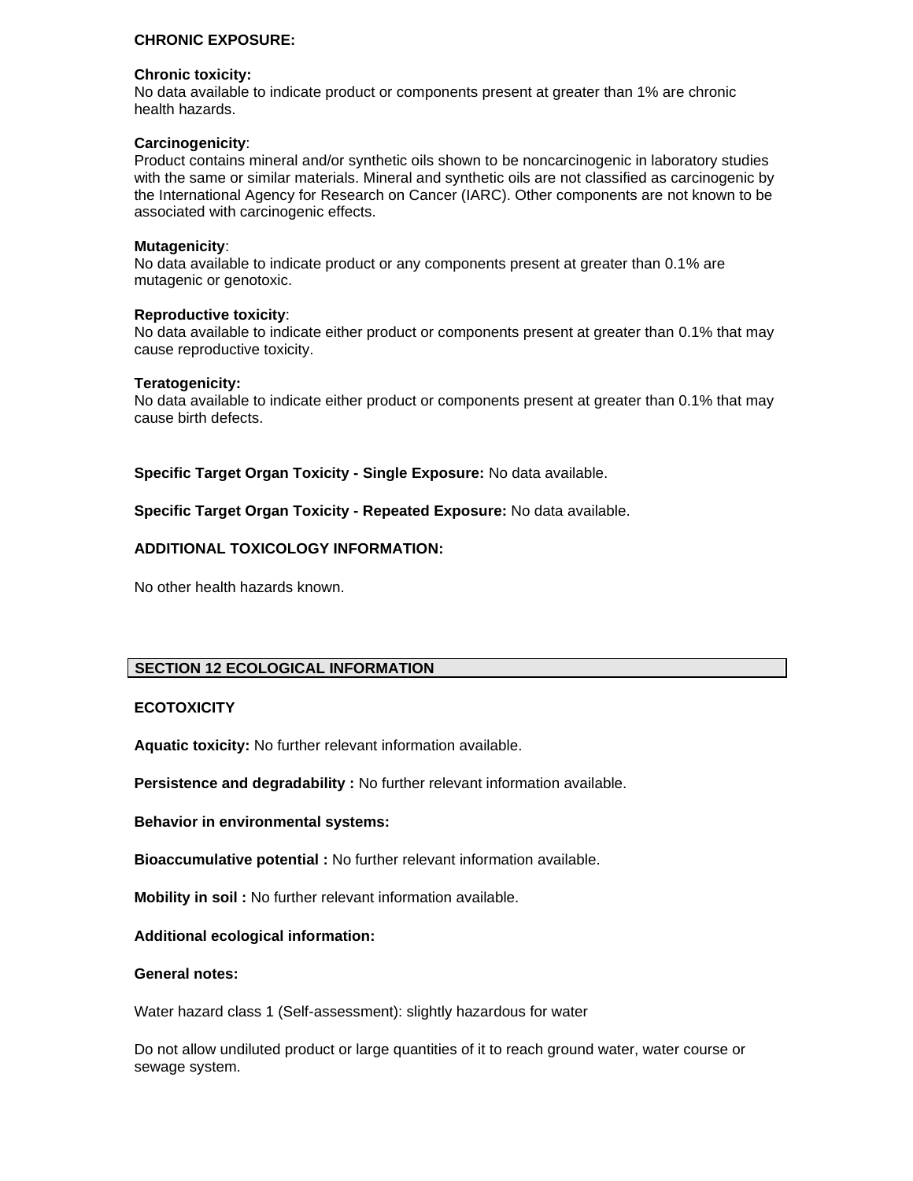**CHRONIC EXPOSURE:**

**Chronic toxicity:**
No data available to indicate product or components present at greater than 1% are chronic health hazards.

**Carcinogenicity**:
Product contains mineral and/or synthetic oils shown to be noncarcinogenic in laboratory studies with the same or similar materials. Mineral and synthetic oils are not classified as carcinogenic by the International Agency for Research on Cancer (IARC). Other components are not known to be associated with carcinogenic effects.

**Mutagenicity**:
No data available to indicate product or any components present at greater than 0.1% are mutagenic or genotoxic.

**Reproductive toxicity**:
No data available to indicate either product or components present at greater than 0.1% that may cause reproductive toxicity.

**Teratogenicity:**
No data available to indicate either product or components present at greater than 0.1% that may cause birth defects.

**Specific Target Organ Toxicity - Single Exposure:** No data available.

**Specific Target Organ Toxicity - Repeated Exposure:** No data available.

**ADDITIONAL TOXICOLOGY INFORMATION:**

No other health hazards known.

## SECTION 12 ECOLOGICAL INFORMATION

**ECOTOXICITY**

**Aquatic toxicity:** No further relevant information available.

**Persistence and degradability :** No further relevant information available.

**Behavior in environmental systems:**

**Bioaccumulative potential :** No further relevant information available.

**Mobility in soil :** No further relevant information available.

**Additional ecological information:**

**General notes:**

Water hazard class 1 (Self-assessment): slightly hazardous for water

Do not allow undiluted product or large quantities of it to reach ground water, water course or sewage system.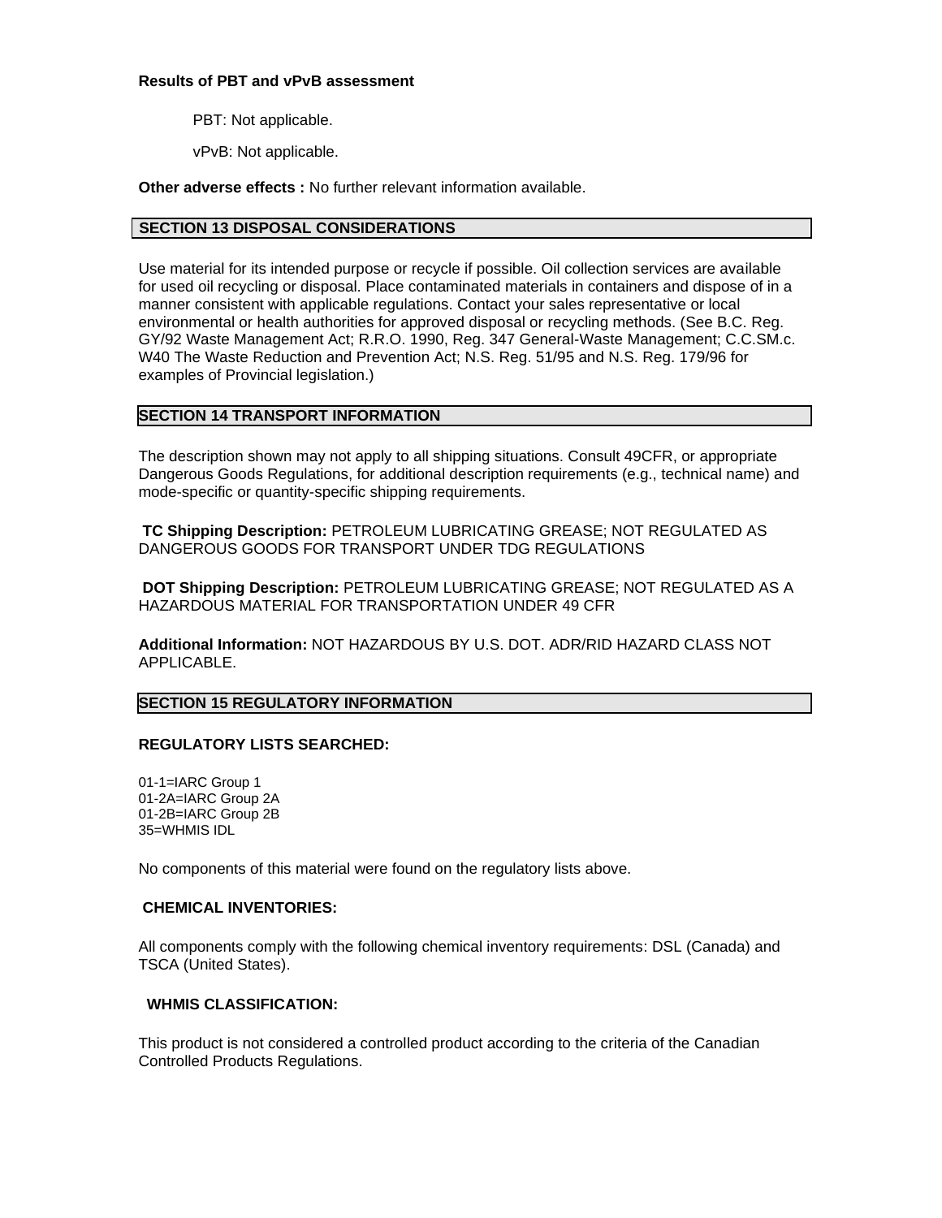**Results of PBT and vPvB assessment**

PBT: Not applicable.

vPvB: Not applicable.

**Other adverse effects :** No further relevant information available.

## SECTION 13 DISPOSAL CONSIDERATIONS

Use material for its intended purpose or recycle if possible. Oil collection services are available for used oil recycling or disposal. Place contaminated materials in containers and dispose of in a manner consistent with applicable regulations. Contact your sales representative or local environmental or health authorities for approved disposal or recycling methods. (See B.C. Reg. GY/92 Waste Management Act; R.R.O. 1990, Reg. 347 General-Waste Management; C.C.SM.c. W40 The Waste Reduction and Prevention Act; N.S. Reg. 51/95 and N.S. Reg. 179/96 for examples of Provincial legislation.)

## SECTION 14 TRANSPORT INFORMATION

The description shown may not apply to all shipping situations. Consult 49CFR, or appropriate Dangerous Goods Regulations, for additional description requirements (e.g., technical name) and mode-specific or quantity-specific shipping requirements.

**TC Shipping Description:** PETROLEUM LUBRICATING GREASE; NOT REGULATED AS DANGEROUS GOODS FOR TRANSPORT UNDER TDG REGULATIONS

**DOT Shipping Description:** PETROLEUM LUBRICATING GREASE; NOT REGULATED AS A HAZARDOUS MATERIAL FOR TRANSPORTATION UNDER 49 CFR

**Additional Information:** NOT HAZARDOUS BY U.S. DOT. ADR/RID HAZARD CLASS NOT APPLICABLE.

## SECTION 15 REGULATORY INFORMATION

**REGULATORY LISTS SEARCHED:**

01-1=IARC Group 1
01-2A=IARC Group 2A
01-2B=IARC Group 2B
35=WHMIS IDL

No components of this material were found on the regulatory lists above.

**CHEMICAL INVENTORIES:**

All components comply with the following chemical inventory requirements: DSL (Canada) and TSCA (United States).

**WHMIS CLASSIFICATION:**

This product is not considered a controlled product according to the criteria of the Canadian Controlled Products Regulations.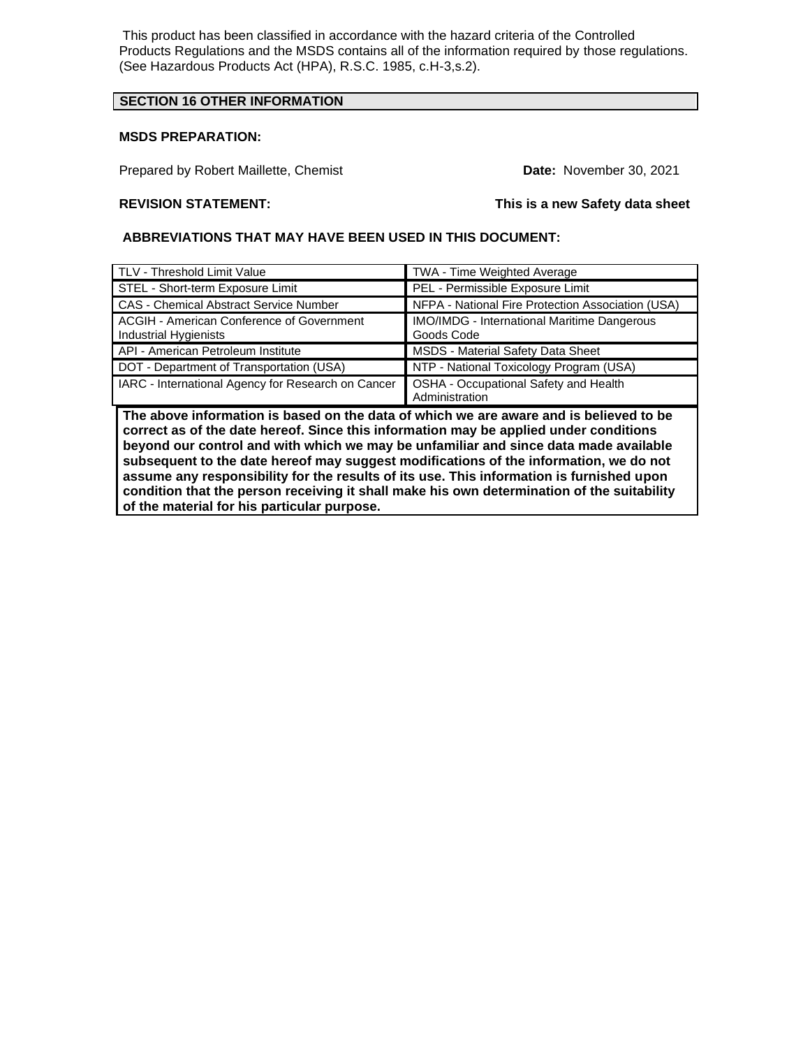This product has been classified in accordance with the hazard criteria of the Controlled Products Regulations and the MSDS contains all of the information required by those regulations. (See Hazardous Products Act (HPA), R.S.C. 1985, c.H-3,s.2).

## SECTION 16 OTHER INFORMATION

**MSDS PREPARATION:**

Prepared by Robert Maillette, Chemist **Date:** November 30, 2021

**REVISION STATEMENT:** **This is a new Safety data sheet**

**ABBREVIATIONS THAT MAY HAVE BEEN USED IN THIS DOCUMENT:**

| | |
|---|---|
| TLV - Threshold Limit Value | TWA - Time Weighted Average |
| STEL - Short-term Exposure Limit | PEL - Permissible Exposure Limit |
| CAS - Chemical Abstract Service Number | NFPA - National Fire Protection Association (USA) |
| ACGIH - American Conference of Government Industrial Hygienists | IMO/IMDG - International Maritime Dangerous Goods Code |
| API - American Petroleum Institute | MSDS - Material Safety Data Sheet |
| DOT - Department of Transportation (USA) | NTP - National Toxicology Program (USA) |
| IARC - International Agency for Research on Cancer | OSHA - Occupational Safety and Health Administration |

**The above information is based on the data of which we are aware and is believed to be correct as of the date hereof. Since this information may be applied under conditions beyond our control and with which we may be unfamiliar and since data made available subsequent to the date hereof may suggest modifications of the information, we do not assume any responsibility for the results of its use. This information is furnished upon condition that the person receiving it shall make his own determination of the suitability of the material for his particular purpose.**